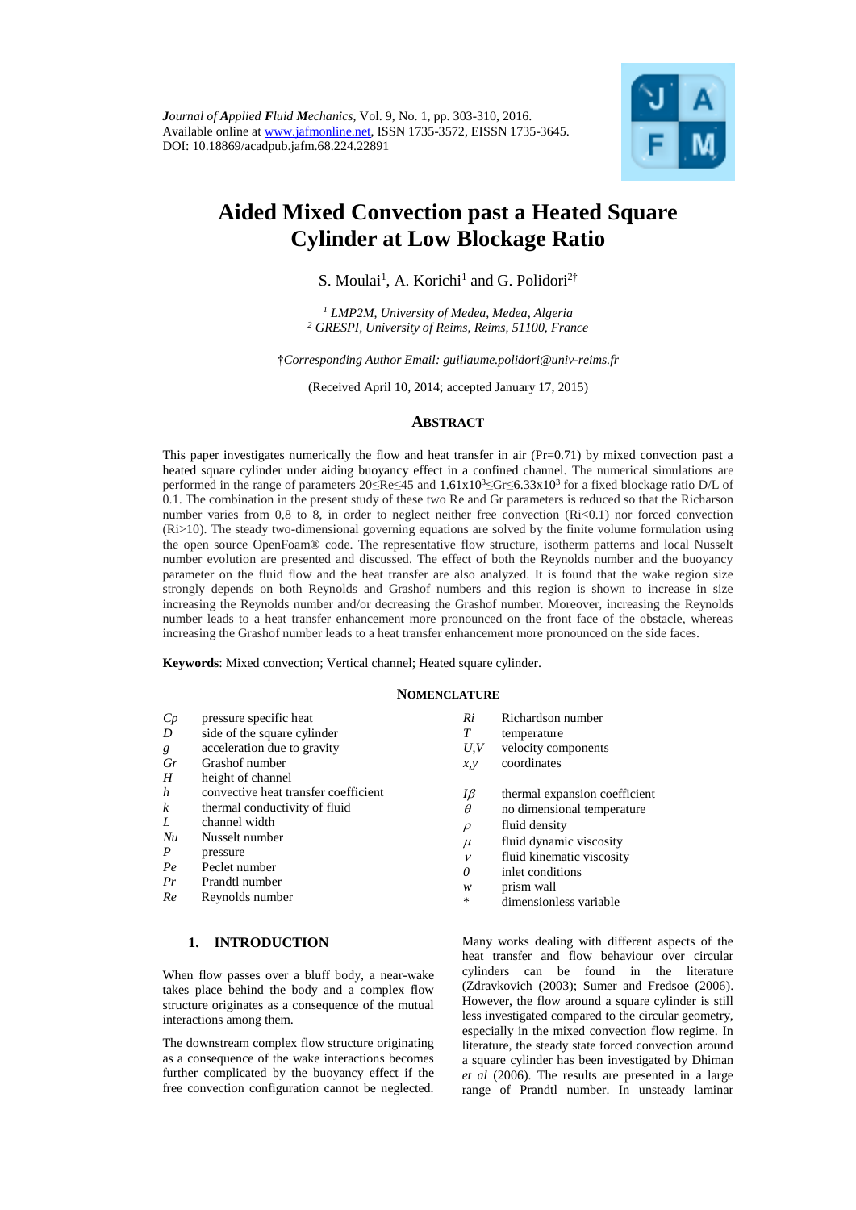*Journal of Applied Fluid Mechanics*, Vol. 9, No. 1, pp. 303-310, 2016.
Available online at www.jafmonline.net, ISSN 1735-3572, EISSN 1735-3645.
DOI: 10.18869/acadpub.jafm.68.224.22891

# Aided Mixed Convection past a Heated Square Cylinder at Low Blockage Ratio

S. Moulai[1], A. Korichi[1] and G. Polidori[2†]

[1] *LMP2M, University of Medea, Medea, Algeria*
[2] *GRESPI, University of Reims, Reims, 51100, France*

†*Corresponding Author Email: guillaume.polidori@univ-reims.fr*

(Received April 10, 2014; accepted January 17, 2015)

## ABSTRACT

This paper investigates numerically the flow and heat transfer in air (Pr=0.71) by mixed convection past a heated square cylinder under aiding buoyancy effect in a confined channel. The numerical simulations are performed in the range of parameters $20 \leq Re \leq 45$ and $1.61 \times 10^3 \leq Gr \leq 6.33 \times 10^3$ for a fixed blockage ratio D/L of 0.1. The combination in the present study of these two Re and Gr parameters is reduced so that the Richarson number varies from 0,8 to 8, in order to neglect neither free convection (Ri<0.1) nor forced convection (Ri>10). The steady two-dimensional governing equations are solved by the finite volume formulation using the open source OpenFoam® code. The representative flow structure, isotherm patterns and local Nusselt number evolution are presented and discussed. The effect of both the Reynolds number and the buoyancy parameter on the fluid flow and the heat transfer are also analyzed. It is found that the wake region size strongly depends on both Reynolds and Grashof numbers and this region is shown to increase in size increasing the Reynolds number and/or decreasing the Grashof number. Moreover, increasing the Reynolds number leads to a heat transfer enhancement more pronounced on the front face of the obstacle, whereas increasing the Grashof number leads to a heat transfer enhancement more pronounced on the side faces.

**Keywords**: Mixed convection; Vertical channel; Heated square cylinder.

## NOMENCLATURE

| | | | |
|---|---|---|---|
| *Cp* | pressure specific heat | *Ri* | Richardson number |
| *D* | side of the square cylinder | *T* | temperature |
| *g* | acceleration due to gravity | *U,V* | velocity components |
| *Gr* | Grashof number | *x,y* | coordinates |
| *H* | height of channel | | |
| *h* | convective heat transfer coefficient | *Iβ* | thermal expansion coefficient |
| *k* | thermal conductivity of fluid | $\theta$ | no dimensional temperature |
| *L* | channel width | $\rho$ | fluid density |
| *Nu* | Nusselt number | $\mu$ | fluid dynamic viscosity |
| *P* | pressure | $\nu$ | fluid kinematic viscosity |
| *Pe* | Peclet number | *0* | inlet conditions |
| *Pr* | Prandtl number | *w* | prism wall |
| *Re* | Reynolds number | * | dimensionless variable |

## 1. INTRODUCTION

When flow passes over a bluff body, a near-wake takes place behind the body and a complex flow structure originates as a consequence of the mutual interactions among them.

The downstream complex flow structure originating as a consequence of the wake interactions becomes further complicated by the buoyancy effect if the free convection configuration cannot be neglected.

Many works dealing with different aspects of the heat transfer and flow behaviour over circular cylinders can be found in the literature (Zdravkovich (2003); Sumer and Fredsoe (2006). However, the flow around a square cylinder is still less investigated compared to the circular geometry, especially in the mixed convection flow regime. In literature, the steady state forced convection around a square cylinder has been investigated by Dhiman *et al* (2006). The results are presented in a large range of Prandtl number. In unsteady laminar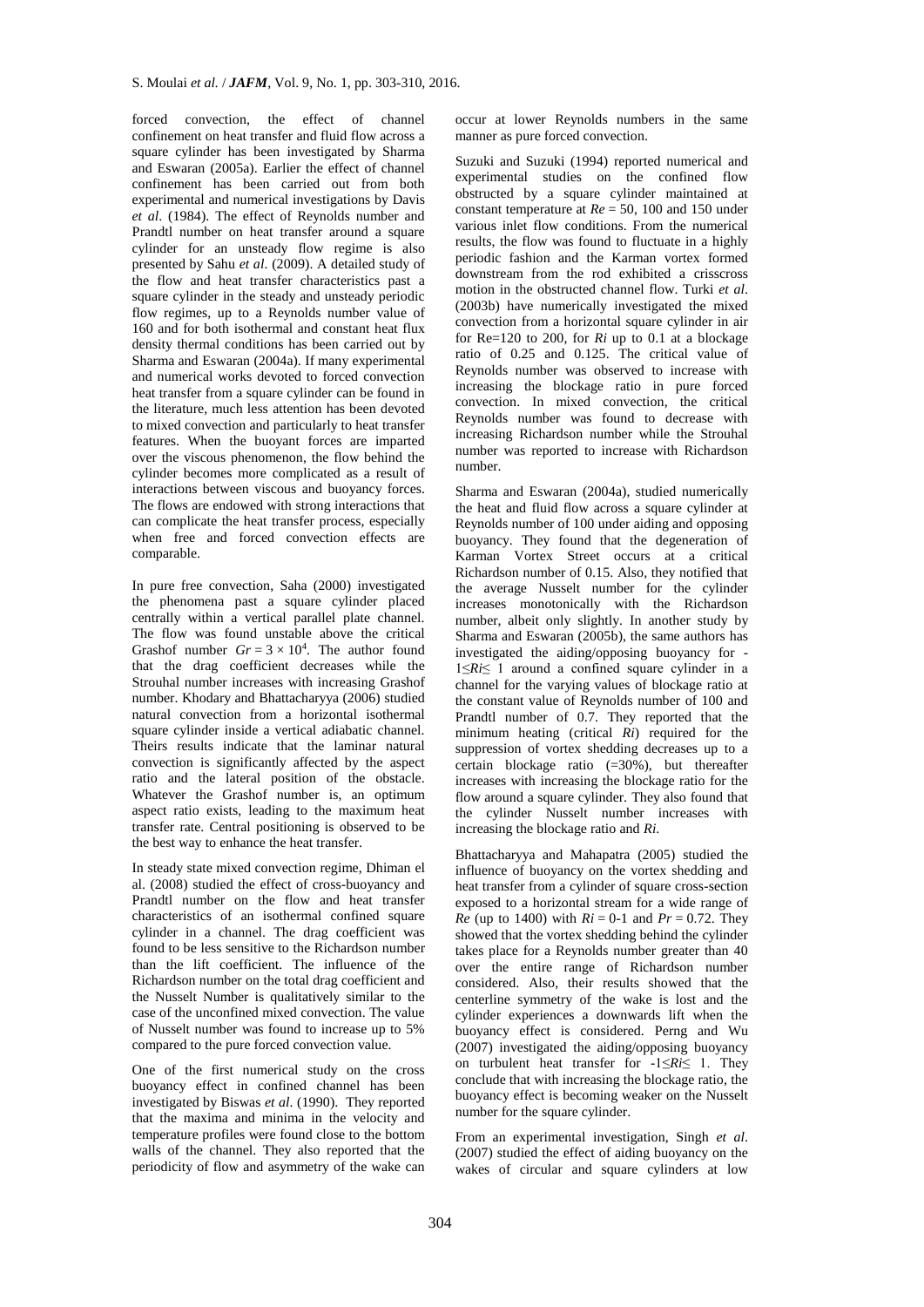forced convection, the effect of channel confinement on heat transfer and fluid flow across a square cylinder has been investigated by Sharma and Eswaran (2005a). Earlier the effect of channel confinement has been carried out from both experimental and numerical investigations by Davis *et al*. (1984). The effect of Reynolds number and Prandtl number on heat transfer around a square cylinder for an unsteady flow regime is also presented by Sahu *et al*. (2009). A detailed study of the flow and heat transfer characteristics past a square cylinder in the steady and unsteady periodic flow regimes, up to a Reynolds number value of 160 and for both isothermal and constant heat flux density thermal conditions has been carried out by Sharma and Eswaran (2004a). If many experimental and numerical works devoted to forced convection heat transfer from a square cylinder can be found in the literature, much less attention has been devoted to mixed convection and particularly to heat transfer features. When the buoyant forces are imparted over the viscous phenomenon, the flow behind the cylinder becomes more complicated as a result of interactions between viscous and buoyancy forces. The flows are endowed with strong interactions that can complicate the heat transfer process, especially when free and forced convection effects are comparable.

In pure free convection, Saha (2000) investigated the phenomena past a square cylinder placed centrally within a vertical parallel plate channel. The flow was found unstable above the critical Grashof number $Gr = 3 \times 10^4$. The author found that the drag coefficient decreases while the Strouhal number increases with increasing Grashof number. Khodary and Bhattacharyya (2006) studied natural convection from a horizontal isothermal square cylinder inside a vertical adiabatic channel. Theirs results indicate that the laminar natural convection is significantly affected by the aspect ratio and the lateral position of the obstacle. Whatever the Grashof number is, an optimum aspect ratio exists, leading to the maximum heat transfer rate. Central positioning is observed to be the best way to enhance the heat transfer.

In steady state mixed convection regime, Dhiman el al. (2008) studied the effect of cross-buoyancy and Prandtl number on the flow and heat transfer characteristics of an isothermal confined square cylinder in a channel. The drag coefficient was found to be less sensitive to the Richardson number than the lift coefficient. The influence of the Richardson number on the total drag coefficient and the Nusselt Number is qualitatively similar to the case of the unconfined mixed convection. The value of Nusselt number was found to increase up to 5% compared to the pure forced convection value.

One of the first numerical study on the cross buoyancy effect in confined channel has been investigated by Biswas *et al*. (1990). They reported that the maxima and minima in the velocity and temperature profiles were found close to the bottom walls of the channel. They also reported that the periodicity of flow and asymmetry of the wake can occur at lower Reynolds numbers in the same manner as pure forced convection.

Suzuki and Suzuki (1994) reported numerical and experimental studies on the confined flow obstructed by a square cylinder maintained at constant temperature at $Re = 50$, 100 and 150 under various inlet flow conditions. From the numerical results, the flow was found to fluctuate in a highly periodic fashion and the Karman vortex formed downstream from the rod exhibited a crisscross motion in the obstructed channel flow. Turki *et al*. (2003b) have numerically investigated the mixed convection from a horizontal square cylinder in air for Re=120 to 200, for $Ri$ up to 0.1 at a blockage ratio of 0.25 and 0.125. The critical value of Reynolds number was observed to increase with increasing the blockage ratio in pure forced convection. In mixed convection, the critical Reynolds number was found to decrease with increasing Richardson number while the Strouhal number was reported to increase with Richardson number.

Sharma and Eswaran (2004a), studied numerically the heat and fluid flow across a square cylinder at Reynolds number of 100 under aiding and opposing buoyancy. They found that the degeneration of Karman Vortex Street occurs at a critical Richardson number of 0.15. Also, they notified that the average Nusselt number for the cylinder increases monotonically with the Richardson number, albeit only slightly. In another study by Sharma and Eswaran (2005b), the same authors has investigated the aiding/opposing buoyancy for $-1 \leq Ri \leq 1$ around a confined square cylinder in a channel for the varying values of blockage ratio at the constant value of Reynolds number of 100 and Prandtl number of 0.7. They reported that the minimum heating (critical $Ri$) required for the suppression of vortex shedding decreases up to a certain blockage ratio (=30%), but thereafter increases with increasing the blockage ratio for the flow around a square cylinder. They also found that the cylinder Nusselt number increases with increasing the blockage ratio and $Ri$.

Bhattacharyya and Mahapatra (2005) studied the influence of buoyancy on the vortex shedding and heat transfer from a cylinder of square cross-section exposed to a horizontal stream for a wide range of $Re$ (up to 1400) with $Ri = 0$-1 and $Pr = 0.72$. They showed that the vortex shedding behind the cylinder takes place for a Reynolds number greater than 40 over the entire range of Richardson number considered. Also, their results showed that the centerline symmetry of the wake is lost and the cylinder experiences a downwards lift when the buoyancy effect is considered. Perng and Wu (2007) investigated the aiding/opposing buoyancy on turbulent heat transfer for $-1 \leq Ri \leq 1$. They conclude that with increasing the blockage ratio, the buoyancy effect is becoming weaker on the Nusselt number for the square cylinder.

From an experimental investigation, Singh *et al*. (2007) studied the effect of aiding buoyancy on the wakes of circular and square cylinders at low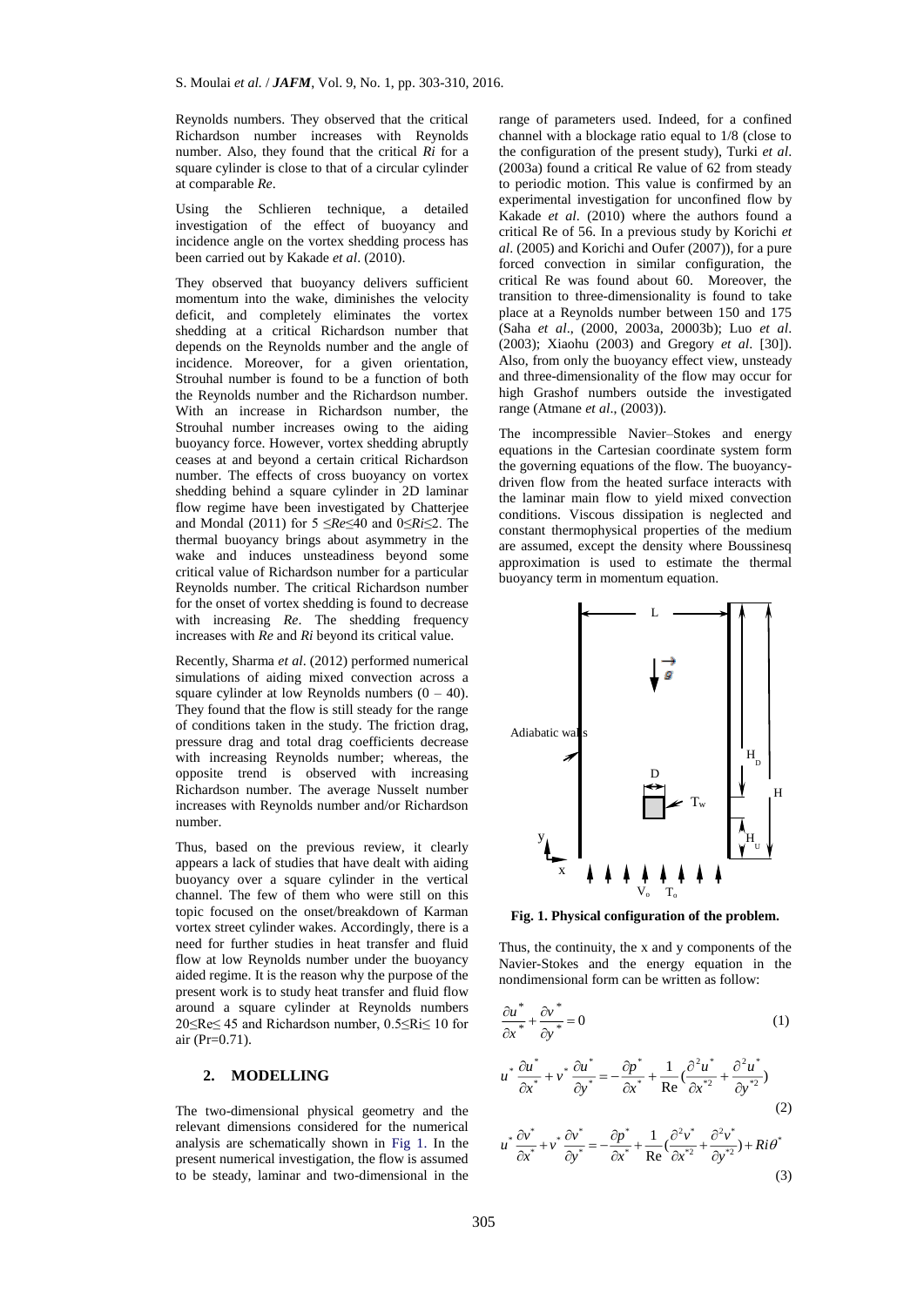Reynolds numbers. They observed that the critical Richardson number increases with Reynolds number. Also, they found that the critical *Ri* for a square cylinder is close to that of a circular cylinder at comparable *Re*.

Using the Schlieren technique, a detailed investigation of the effect of buoyancy and incidence angle on the vortex shedding process has been carried out by Kakade *et al*. (2010).

They observed that buoyancy delivers sufficient momentum into the wake, diminishes the velocity deficit, and completely eliminates the vortex shedding at a critical Richardson number that depends on the Reynolds number and the angle of incidence. Moreover, for a given orientation, Strouhal number is found to be a function of both the Reynolds number and the Richardson number. With an increase in Richardson number, the Strouhal number increases owing to the aiding buoyancy force. However, vortex shedding abruptly ceases at and beyond a certain critical Richardson number. The effects of cross buoyancy on vortex shedding behind a square cylinder in 2D laminar flow regime have been investigated by Chatterjee and Mondal (2011) for $5 \leq Re \leq 40$ and $0 \leq Ri \leq 2$. The thermal buoyancy brings about asymmetry in the wake and induces unsteadiness beyond some critical value of Richardson number for a particular Reynolds number. The critical Richardson number for the onset of vortex shedding is found to decrease with increasing *Re*. The shedding frequency increases with *Re* and *Ri* beyond its critical value.

Recently, Sharma *et al*. (2012) performed numerical simulations of aiding mixed convection across a square cylinder at low Reynolds numbers (0 – 40). They found that the flow is still steady for the range of conditions taken in the study. The friction drag, pressure drag and total drag coefficients decrease with increasing Reynolds number; whereas, the opposite trend is observed with increasing Richardson number. The average Nusselt number increases with Reynolds number and/or Richardson number.

Thus, based on the previous review, it clearly appears a lack of studies that have dealt with aiding buoyancy over a square cylinder in the vertical channel. The few of them who were still on this topic focused on the onset/breakdown of Karman vortex street cylinder wakes. Accordingly, there is a need for further studies in heat transfer and fluid flow at low Reynolds number under the buoyancy aided regime. It is the reason why the purpose of the present work is to study heat transfer and fluid flow around a square cylinder at Reynolds numbers $20 \leq Re \leq 45$ and Richardson number, $0.5 \leq Ri \leq 10$ for air (Pr=0.71).

## 2. MODELLING

The two-dimensional physical geometry and the relevant dimensions considered for the numerical analysis are schematically shown in Fig 1. In the present numerical investigation, the flow is assumed to be steady, laminar and two-dimensional in the range of parameters used. Indeed, for a confined channel with a blockage ratio equal to 1/8 (close to the configuration of the present study), Turki *et al*. (2003a) found a critical Re value of 62 from steady to periodic motion. This value is confirmed by an experimental investigation for unconfined flow by Kakade *et al*. (2010) where the authors found a critical Re of 56. In a previous study by Korichi *et al*. (2005) and Korichi and Oufer (2007)), for a pure forced convection in similar configuration, the critical Re was found about 60. Moreover, the transition to three-dimensionality is found to take place at a Reynolds number between 150 and 175 (Saha *et al*., (2000, 2003a, 20003b); Luo *et al*. (2003); Xiaohu (2003) and Gregory *et al*. [30]). Also, from only the buoyancy effect view, unsteady and three-dimensionality of the flow may occur for high Grashof numbers outside the investigated range (Atmane *et al*., (2003)).

The incompressible Navier–Stokes and energy equations in the Cartesian coordinate system form the governing equations of the flow. The buoyancy-driven flow from the heated surface interacts with the laminar main flow to yield mixed convection conditions. Viscous dissipation is neglected and constant thermophysical properties of the medium are assumed, except the density where Boussinesq approximation is used to estimate the thermal buoyancy term in momentum equation.

**Fig. 1. Physical configuration of the problem.**

Thus, the continuity, the x and y components of the Navier-Stokes and the energy equation in the nondimensional form can be written as follow:

$$\frac{\partial u^*}{\partial x^*} + \frac{\partial v^*}{\partial y^*} = 0 \quad (1)$$

$$u^* \frac{\partial u^*}{\partial x^*} + v^* \frac{\partial u^*}{\partial y^*} = -\frac{\partial p^*}{\partial x^*} + \frac{1}{\mathrm{Re}}\left(\frac{\partial^2 u^*}{\partial x^{*2}} + \frac{\partial^2 u^*}{\partial y^{*2}}\right) \quad (2)$$

$$u^* \frac{\partial v^*}{\partial x^*} + v^* \frac{\partial v^*}{\partial y^*} = -\frac{\partial p^*}{\partial x^*} + \frac{1}{\mathrm{Re}}\left(\frac{\partial^2 v^*}{\partial x^{*2}} + \frac{\partial^2 v^*}{\partial y^{*2}}\right) + Ri\theta^* \quad (3)$$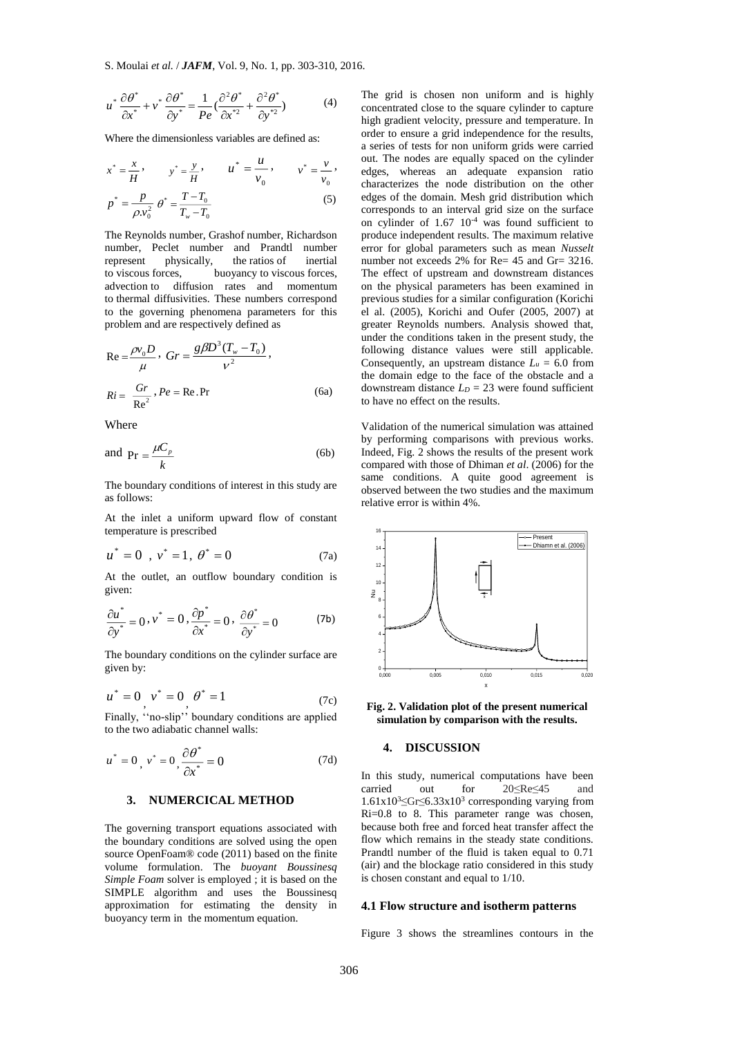$$u^* \frac{\partial \theta^*}{\partial x^*} + v^* \frac{\partial \theta^*}{\partial y^*} = \frac{1}{Pe} \left( \frac{\partial^2 \theta^*}{\partial x^{*2}} + \frac{\partial^2 \theta^*}{\partial y^{*2}} \right) \tag{4}$$

Where the dimensionless variables are defined as:

$$x^* = \frac{x}{H}, \quad y^* = \frac{y}{H}, \quad u^* = \frac{u}{v_0}, \quad v^* = \frac{v}{v_0},$$

$$p^* = \frac{p}{\rho . v_0^2} \; \theta^* = \frac{T - T_0}{T_w - T_0} \tag{5}$$

The Reynolds number, Grashof number, Richardson number, Peclet number and Prandtl number represent physically, the ratios of inertial to viscous forces, buoyancy to viscous forces, advection to diffusion rates and momentum to thermal diffusivities. These numbers correspond to the governing phenomena parameters for this problem and are respectively defined as

$$\mathrm{Re} = \frac{\rho v_0 D}{\mu}, \; Gr = \frac{g \beta D^3 (T_w - T_0)}{\nu^2},$$

$$Ri = \frac{Gr}{\mathrm{Re}^2}, Pe = \mathrm{Re}.\mathrm{Pr} \tag{6a}$$

Where

and $\mathrm{Pr} = \frac{\mu C_p}{k}$ (6b)

The boundary conditions of interest in this study are as follows:

At the inlet a uniform upward flow of constant temperature is prescribed

$$u^* = 0 \;, \; v^* = 1, \; \theta^* = 0 \tag{7a}$$

At the outlet, an outflow boundary condition is given:

$$\frac{\partial u^*}{\partial y^*} = 0, v^* = 0, \frac{\partial p^*}{\partial x^*} = 0, \; \frac{\partial \theta^*}{\partial y^*} = 0 \tag{7b}$$

The boundary conditions on the cylinder surface are given by:

$$u^* = 0, \; v^* = 0, \; \theta^* = 1 \tag{7c}$$

Finally, ''no-slip'' boundary conditions are applied to the two adiabatic channel walls:

$$u^* = 0, \; v^* = 0, \frac{\partial \theta^*}{\partial x^*} = 0 \tag{7d}$$

## 3. NUMERCICAL METHOD

The governing transport equations associated with the boundary conditions are solved using the open source OpenFoam® code (2011) based on the finite volume formulation. The *buoyant Boussinesq Simple Foam* solver is employed ; it is based on the SIMPLE algorithm and uses the Boussinesq approximation for estimating the density in buoyancy term in the momentum equation.

The grid is chosen non uniform and is highly concentrated close to the square cylinder to capture high gradient velocity, pressure and temperature. In order to ensure a grid independence for the results, a series of tests for non uniform grids were carried out. The nodes are equally spaced on the cylinder edges, whereas an adequate expansion ratio characterizes the node distribution on the other edges of the domain. Mesh grid distribution which corresponds to an interval grid size on the surface on cylinder of 1.67 $10^{-4}$ was found sufficient to produce independent results. The maximum relative error for global parameters such as mean *Nusselt* number not exceeds 2% for Re= 45 and Gr= 3216. The effect of upstream and downstream distances on the physical parameters has been examined in previous studies for a similar configuration (Korichi el al. (2005), Korichi and Oufer (2005, 2007) at greater Reynolds numbers. Analysis showed that, under the conditions taken in the present study, the following distance values were still applicable. Consequently, an upstream distance $L_u$ = 6.0 from the domain edge to the face of the obstacle and a downstream distance $L_D$ = 23 were found sufficient to have no effect on the results.

Validation of the numerical simulation was attained by performing comparisons with previous works. Indeed, Fig. 2 shows the results of the present work compared with those of Dhiman *et al*. (2006) for the same conditions. A quite good agreement is observed between the two studies and the maximum relative error is within 4%.

**Fig. 2. Validation plot of the present numerical simulation by comparison with the results.**

## 4. DISCUSSION

In this study, numerical computations have been carried out for 20≤Re≤45 and $1.61 \times 10^3 \leq Gr \leq 6.33 \times 10^3$ corresponding varying from Ri=0.8 to 8. This parameter range was chosen, because both free and forced heat transfer affect the flow which remains in the steady state conditions. Prandtl number of the fluid is taken equal to 0.71 (air) and the blockage ratio considered in this study is chosen constant and equal to 1/10.

### 4.1 Flow structure and isotherm patterns

Figure 3 shows the streamlines contours in the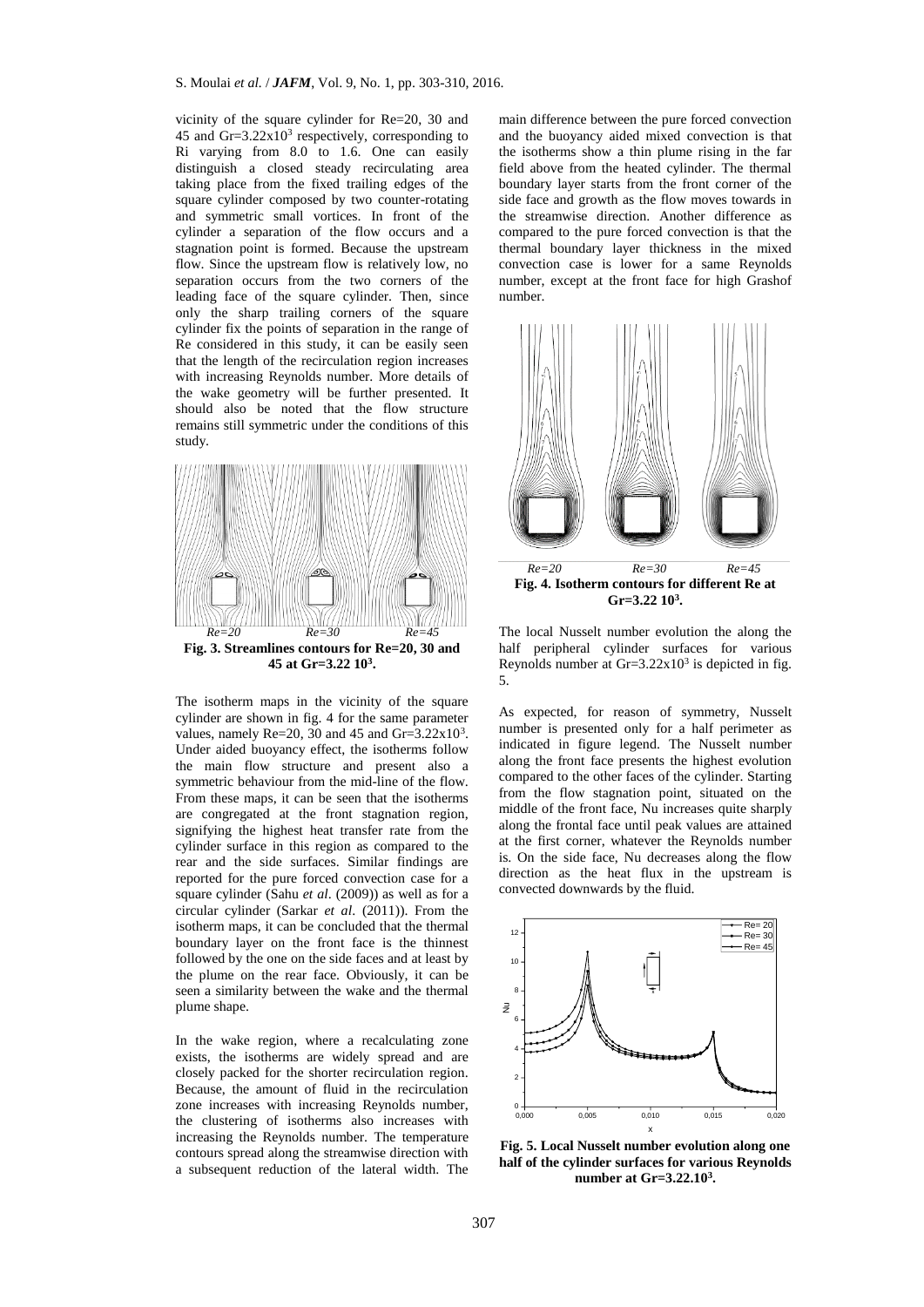vicinity of the square cylinder for Re=20, 30 and 45 and Gr=$3.22x10^3$ respectively, corresponding to Ri varying from 8.0 to 1.6. One can easily distinguish a closed steady recirculating area taking place from the fixed trailing edges of the square cylinder composed by two counter-rotating and symmetric small vortices. In front of the cylinder a separation of the flow occurs and a stagnation point is formed. Because the upstream flow. Since the upstream flow is relatively low, no separation occurs from the two corners of the leading face of the square cylinder. Then, since only the sharp trailing corners of the square cylinder fix the points of separation in the range of Re considered in this study, it can be easily seen that the length of the recirculation region increases with increasing Reynolds number. More details of the wake geometry will be further presented. It should also be noted that the flow structure remains still symmetric under the conditions of this study.

*Re=20* *Re=30* *Re=45*

**Fig. 3. Streamlines contours for Re=20, 30 and 45 at Gr=3.22 $10^3$.**

The isotherm maps in the vicinity of the square cylinder are shown in fig. 4 for the same parameter values, namely Re=20, 30 and 45 and Gr=$3.22x10^3$. Under aided buoyancy effect, the isotherms follow the main flow structure and present also a symmetric behaviour from the mid-line of the flow. From these maps, it can be seen that the isotherms are congregated at the front stagnation region, signifying the highest heat transfer rate from the cylinder surface in this region as compared to the rear and the side surfaces. Similar findings are reported for the pure forced convection case for a square cylinder (Sahu *et al*. (2009)) as well as for a circular cylinder (Sarkar *et al*. (2011)). From the isotherm maps, it can be concluded that the thermal boundary layer on the front face is the thinnest followed by the one on the side faces and at least by the plume on the rear face. Obviously, it can be seen a similarity between the wake and the thermal plume shape.

In the wake region, where a recalculating zone exists, the isotherms are widely spread and are closely packed for the shorter recirculation region. Because, the amount of fluid in the recirculation zone increases with increasing Reynolds number, the clustering of isotherms also increases with increasing the Reynolds number. The temperature contours spread along the streamwise direction with a subsequent reduction of the lateral width. The main difference between the pure forced convection and the buoyancy aided mixed convection is that the isotherms show a thin plume rising in the far field above from the heated cylinder. The thermal boundary layer starts from the front corner of the side face and growth as the flow moves towards in the streamwise direction. Another difference as compared to the pure forced convection is that the thermal boundary layer thickness in the mixed convection case is lower for a same Reynolds number, except at the front face for high Grashof number.

*Re=20* *Re=30* *Re=45*

**Fig. 4. Isotherm contours for different Re at Gr=3.22 $10^3$.**

The local Nusselt number evolution the along the half peripheral cylinder surfaces for various Reynolds number at Gr=$3.22x10^3$ is depicted in fig. 5.

As expected, for reason of symmetry, Nusselt number is presented only for a half perimeter as indicated in figure legend. The Nusselt number along the front face presents the highest evolution compared to the other faces of the cylinder. Starting from the flow stagnation point, situated on the middle of the front face, Nu increases quite sharply along the frontal face until peak values are attained at the first corner, whatever the Reynolds number is. On the side face, Nu decreases along the flow direction as the heat flux in the upstream is convected downwards by the fluid.

**Fig. 5. Local Nusselt number evolution along one half of the cylinder surfaces for various Reynolds number at Gr=3.22.$10^3$.**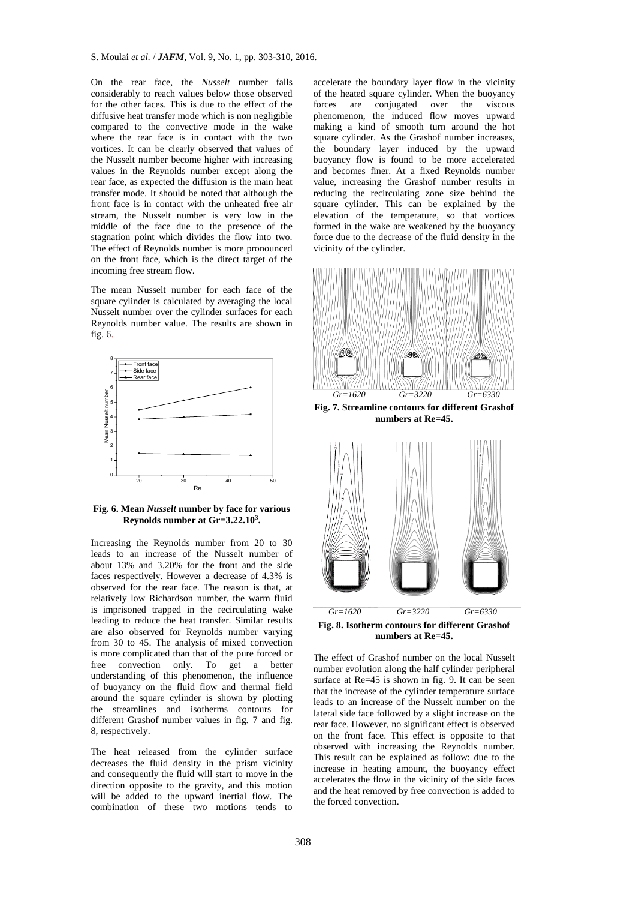On the rear face, the *Nusselt* number falls considerably to reach values below those observed for the other faces. This is due to the effect of the diffusive heat transfer mode which is non negligible compared to the convective mode in the wake where the rear face is in contact with the two vortices. It can be clearly observed that values of the Nusselt number become higher with increasing values in the Reynolds number except along the rear face, as expected the diffusion is the main heat transfer mode. It should be noted that although the front face is in contact with the unheated free air stream, the Nusselt number is very low in the middle of the face due to the presence of the stagnation point which divides the flow into two. The effect of Reynolds number is more pronounced on the front face, which is the direct target of the incoming free stream flow.

The mean Nusselt number for each face of the square cylinder is calculated by averaging the local Nusselt number over the cylinder surfaces for each Reynolds number value. The results are shown in fig. 6.

**Fig. 6. Mean *Nusselt* number by face for various Reynolds number at $Gr=3.22.10^3$.**

Increasing the Reynolds number from 20 to 30 leads to an increase of the Nusselt number of about 13% and 3.20% for the front and the side faces respectively. However a decrease of 4.3% is observed for the rear face. The reason is that, at relatively low Richardson number, the warm fluid is imprisoned trapped in the recirculating wake leading to reduce the heat transfer. Similar results are also observed for Reynolds number varying from 30 to 45. The analysis of mixed convection is more complicated than that of the pure forced or free convection only. To get a better understanding of this phenomenon, the influence of buoyancy on the fluid flow and thermal field around the square cylinder is shown by plotting the streamlines and isotherms contours for different Grashof number values in fig. 7 and fig. 8, respectively.

The heat released from the cylinder surface decreases the fluid density in the prism vicinity and consequently the fluid will start to move in the direction opposite to the gravity, and this motion will be added to the upward inertial flow. The combination of these two motions tends to accelerate the boundary layer flow in the vicinity of the heated square cylinder. When the buoyancy forces are conjugated over the viscous phenomenon, the induced flow moves upward making a kind of smooth turn around the hot square cylinder. As the Grashof number increases, the boundary layer induced by the upward buoyancy flow is found to be more accelerated and becomes finer. At a fixed Reynolds number value, increasing the Grashof number results in reducing the recirculating zone size behind the square cylinder. This can be explained by the elevation of the temperature, so that vortices formed in the wake are weakened by the buoyancy force due to the decrease of the fluid density in the vicinity of the cylinder.

*Gr=1620* *Gr=3220* *Gr=6330*

**Fig. 7. Streamline contours for different Grashof numbers at Re=45.**

*Gr=1620* *Gr=3220* *Gr=6330*

**Fig. 8. Isotherm contours for different Grashof numbers at Re=45.**

The effect of Grashof number on the local Nusselt number evolution along the half cylinder peripheral surface at Re=45 is shown in fig. 9. It can be seen that the increase of the cylinder temperature surface leads to an increase of the Nusselt number on the lateral side face followed by a slight increase on the rear face. However, no significant effect is observed on the front face. This effect is opposite to that observed with increasing the Reynolds number. This result can be explained as follow: due to the increase in heating amount, the buoyancy effect accelerates the flow in the vicinity of the side faces and the heat removed by free convection is added to the forced convection.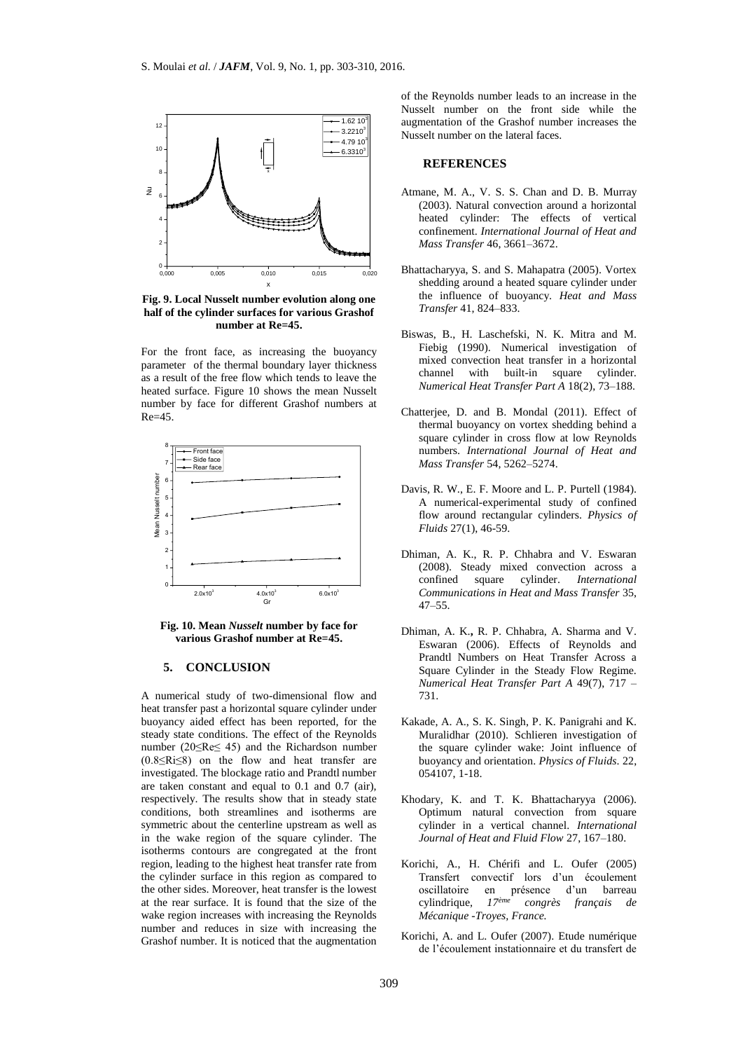Fig. 9. Local Nusselt number evolution along one half of the cylinder surfaces for various Grashof number at Re=45.

For the front face, as increasing the buoyancy parameter of the thermal boundary layer thickness as a result of the free flow which tends to leave the heated surface. Figure 10 shows the mean Nusselt number by face for different Grashof numbers at Re=45.

Fig. 10. Mean *Nusselt* number by face for various Grashof number at Re=45.

## 5. CONCLUSION

A numerical study of two-dimensional flow and heat transfer past a horizontal square cylinder under buoyancy aided effect has been reported, for the steady state conditions. The effect of the Reynolds number ($20 \leq Re \leq 45$) and the Richardson number ($0.8 \leq Ri \leq 8$) on the flow and heat transfer are investigated. The blockage ratio and Prandtl number are taken constant and equal to 0.1 and 0.7 (air), respectively. The results show that in steady state conditions, both streamlines and isotherms are symmetric about the centerline upstream as well as in the wake region of the square cylinder. The isotherms contours are congregated at the front region, leading to the highest heat transfer rate from the cylinder surface in this region as compared to the other sides. Moreover, heat transfer is the lowest at the rear surface. It is found that the size of the wake region increases with increasing the Reynolds number and reduces in size with increasing the Grashof number. It is noticed that the augmentation of the Reynolds number leads to an increase in the Nusselt number on the front side while the augmentation of the Grashof number increases the Nusselt number on the lateral faces.

## REFERENCES

Atmane, M. A., V. S. S. Chan and D. B. Murray (2003). Natural convection around a horizontal heated cylinder: The effects of vertical confinement. *International Journal of Heat and Mass Transfer* 46, 3661–3672.

Bhattacharyya, S. and S. Mahapatra (2005). Vortex shedding around a heated square cylinder under the influence of buoyancy. *Heat and Mass Transfer* 41, 824–833.

Biswas, B., H. Laschefski, N. K. Mitra and M. Fiebig (1990). Numerical investigation of mixed convection heat transfer in a horizontal channel with built-in square cylinder. *Numerical Heat Transfer Part A* 18(2), 73–188.

Chatterjee, D. and B. Mondal (2011). Effect of thermal buoyancy on vortex shedding behind a square cylinder in cross flow at low Reynolds numbers. *International Journal of Heat and Mass Transfer* 54, 5262–5274.

Davis, R. W., E. F. Moore and L. P. Purtell (1984). A numerical-experimental study of confined flow around rectangular cylinders. *Physics of Fluids* 27(1), 46-59.

Dhiman, A. K., R. P. Chhabra and V. Eswaran (2008). Steady mixed convection across a confined square cylinder. *International Communications in Heat and Mass Transfer* 35, 47–55.

Dhiman, A. K., R. P. Chhabra, A. Sharma and V. Eswaran (2006). Effects of Reynolds and Prandtl Numbers on Heat Transfer Across a Square Cylinder in the Steady Flow Regime. *Numerical Heat Transfer Part A* 49(7), 717 – 731.

Kakade, A. A., S. K. Singh, P. K. Panigrahi and K. Muralidhar (2010). Schlieren investigation of the square cylinder wake: Joint influence of buoyancy and orientation. *Physics of Fluids*. 22, 054107, 1-18.

Khodary, K. and T. K. Bhattacharyya (2006). Optimum natural convection from square cylinder in a vertical channel. *International Journal of Heat and Fluid Flow* 27, 167–180.

Korichi, A., H. Chérifi and L. Oufer (2005) Transfert convectif lors d'un écoulement oscillatoire en présence d'un barreau cylindrique, *17ème congrès français de Mécanique -Troyes, France.*

Korichi, A. and L. Oufer (2007). Etude numérique de l'écoulement instationnaire et du transfert de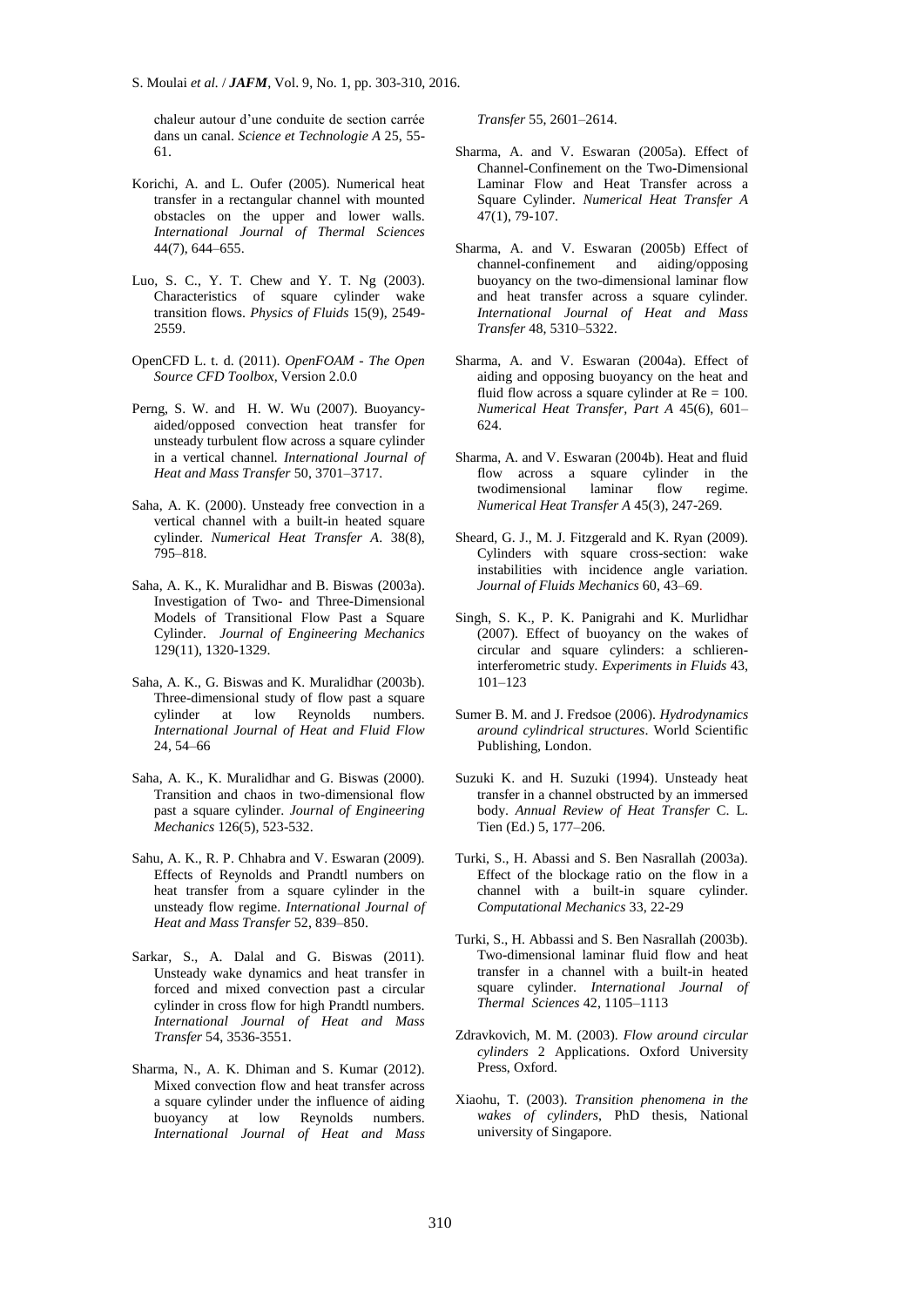chaleur autour d'une conduite de section carrée dans un canal. *Science et Technologie A* 25, 55-61.

Korichi, A. and L. Oufer (2005). Numerical heat transfer in a rectangular channel with mounted obstacles on the upper and lower walls. *International Journal of Thermal Sciences* 44(7), 644–655.

Luo, S. C., Y. T. Chew and Y. T. Ng (2003). Characteristics of square cylinder wake transition flows. *Physics of Fluids* 15(9), 2549-2559.

OpenCFD L. t. d. (2011). *OpenFOAM - The Open Source CFD Toolbox*, Version 2.0.0

Perng, S. W. and H. W. Wu (2007). Buoyancy-aided/opposed convection heat transfer for unsteady turbulent flow across a square cylinder in a vertical channel. *International Journal of Heat and Mass Transfer* 50, 3701–3717.

Saha, A. K. (2000). Unsteady free convection in a vertical channel with a built-in heated square cylinder. *Numerical Heat Transfer A*. 38(8), 795–818.

Saha, A. K., K. Muralidhar and B. Biswas (2003a). Investigation of Two- and Three-Dimensional Models of Transitional Flow Past a Square Cylinder. *Journal of Engineering Mechanics* 129(11), 1320-1329.

Saha, A. K., G. Biswas and K. Muralidhar (2003b). Three-dimensional study of flow past a square cylinder at low Reynolds numbers. *International Journal of Heat and Fluid Flow* 24, 54–66

Saha, A. K., K. Muralidhar and G. Biswas (2000). Transition and chaos in two-dimensional flow past a square cylinder. *Journal of Engineering Mechanics* 126(5), 523-532.

Sahu, A. K., R. P. Chhabra and V. Eswaran (2009). Effects of Reynolds and Prandtl numbers on heat transfer from a square cylinder in the unsteady flow regime. *International Journal of Heat and Mass Transfer* 52, 839–850.

Sarkar, S., A. Dalal and G. Biswas (2011). Unsteady wake dynamics and heat transfer in forced and mixed convection past a circular cylinder in cross flow for high Prandtl numbers. *International Journal of Heat and Mass Transfer* 54, 3536-3551.

Sharma, N., A. K. Dhiman and S. Kumar (2012). Mixed convection flow and heat transfer across a square cylinder under the influence of aiding buoyancy at low Reynolds numbers. *International Journal of Heat and Mass Transfer* 55, 2601–2614.

Sharma, A. and V. Eswaran (2005a). Effect of Channel-Confinement on the Two-Dimensional Laminar Flow and Heat Transfer across a Square Cylinder. *Numerical Heat Transfer A* 47(1), 79-107.

Sharma, A. and V. Eswaran (2005b) Effect of channel-confinement and aiding/opposing buoyancy on the two-dimensional laminar flow and heat transfer across a square cylinder. *International Journal of Heat and Mass Transfer* 48, 5310–5322.

Sharma, A. and V. Eswaran (2004a). Effect of aiding and opposing buoyancy on the heat and fluid flow across a square cylinder at Re = 100. *Numerical Heat Transfer, Part A* 45(6), 601–624.

Sharma, A. and V. Eswaran (2004b). Heat and fluid flow across a square cylinder in the twodimensional laminar flow regime. *Numerical Heat Transfer A* 45(3), 247-269.

Sheard, G. J., M. J. Fitzgerald and K. Ryan (2009). Cylinders with square cross-section: wake instabilities with incidence angle variation. *Journal of Fluids Mechanics* 60, 43–69.

Singh, S. K., P. K. Panigrahi and K. Murlidhar (2007). Effect of buoyancy on the wakes of circular and square cylinders: a schlieren-interferometric study. *Experiments in Fluids* 43, 101–123

Sumer B. M. and J. Fredsoe (2006). *Hydrodynamics around cylindrical structures*. World Scientific Publishing, London.

Suzuki K. and H. Suzuki (1994). Unsteady heat transfer in a channel obstructed by an immersed body. *Annual Review of Heat Transfer* C. L. Tien (Ed.) 5, 177–206.

Turki, S., H. Abassi and S. Ben Nasrallah (2003a). Effect of the blockage ratio on the flow in a channel with a built-in square cylinder. *Computational Mechanics* 33, 22-29

Turki, S., H. Abbassi and S. Ben Nasrallah (2003b). Two-dimensional laminar fluid flow and heat transfer in a channel with a built-in heated square cylinder. *International Journal of Thermal Sciences* 42, 1105–1113

Zdravkovich, M. M. (2003). *Flow around circular cylinders* 2 Applications. Oxford University Press, Oxford.

Xiaohu, T. (2003). *Transition phenomena in the wakes of cylinders*, PhD thesis, National university of Singapore.